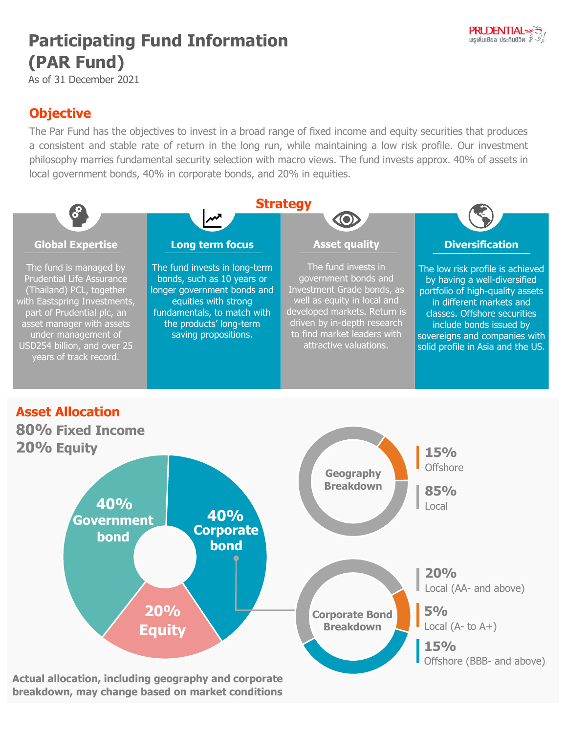# Participating Fund Information (PAR Fund)

As of 31 December 2021

## Objective

The Par Fund has the objectives to invest in a broad range of fixed income and equity securities that produces a consistent and stable rate of return in the long run, while maintaining a low risk profile. Our investment philosophy marries fundamental security selection with macro views. The fund invests approx. 40% of assets in local government bonds, 40% in corporate bonds, and 20% in equities.

## Strategy

### Global Expertise

The fund is managed by Prudential Life Assurance (Thailand) PCL, together with Eastspring Investments, part of Prudential plc, an asset manager with assets under management of USD254 billion, and over 25 years of track record.

### Long term focus

The fund invests in long-term bonds, such as 10 years or longer government bonds and equities with strong fundamentals, to match with the products' long-term saving propositions.

### Asset quality

The fund invests in government bonds and Investment Grade bonds, as well as equity in local and developed markets. Return is driven by in-depth research to find market leaders with attractive valuations.

### Diversification

The low risk profile is achieved by having a well-diversified portfolio of high-quality assets in different markets and classes. Offshore securities include bonds issued by sovereigns and companies with solid profile in Asia and the US.

## Asset Allocation

**80% Fixed Income**
**20% Equity**

- 40% Government bond
- 40% Corporate bond
- 20% Equity

**Geography Breakdown**

- 15% Offshore
- 85% Local

**Corporate Bond Breakdown**

- 20% Local (AA- and above)
- 5% Local (A- to A+)
- 15% Offshore (BBB- and above)

**Actual allocation, including geography and corporate breakdown, may change based on market conditions**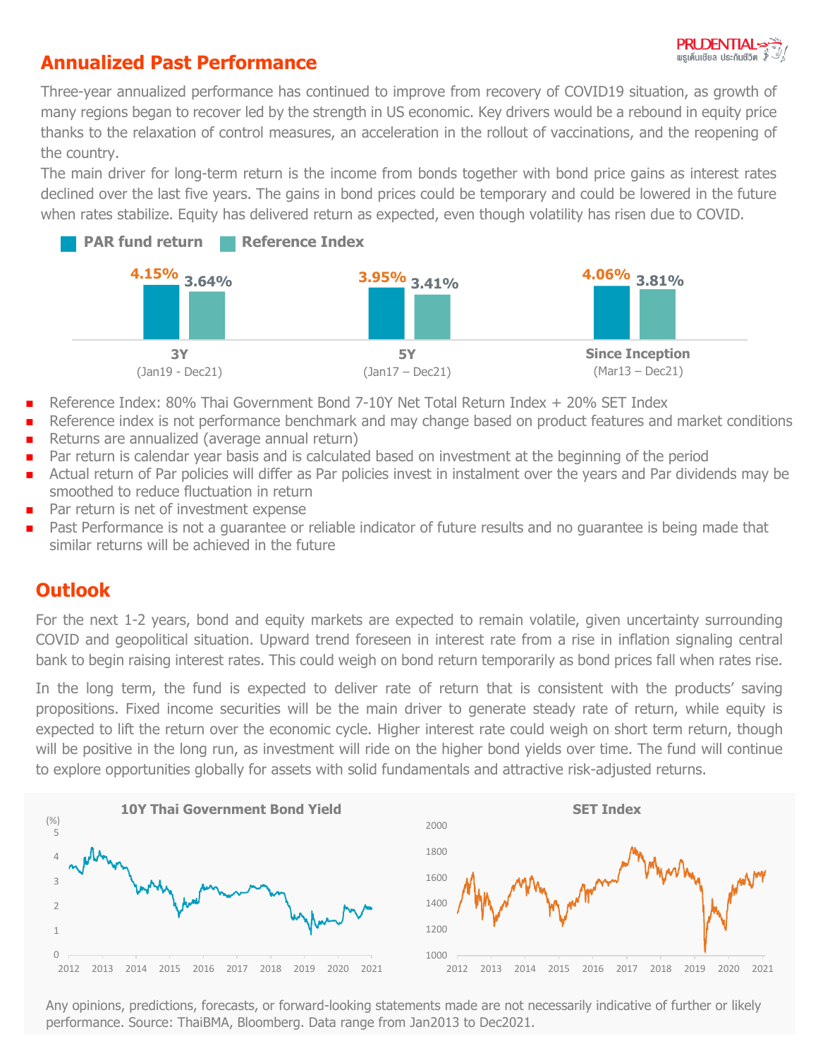## Annualized Past Performance

Three-year annualized performance has continued to improve from recovery of COVID19 situation, as growth of many regions began to recover led by the strength in US economic. Key drivers would be a rebound in equity price thanks to the relaxation of control measures, an acceleration in the rollout of vaccinations, and the reopening of the country.

The main driver for long-term return is the income from bonds together with bond price gains as interest rates declined over the last five years. The gains in bond prices could be temporary and could be lowered in the future when rates stabilize. Equity has delivered return as expected, even though volatility has risen due to COVID.

PAR fund return
Reference Index

4.15% 3.64%
3Y
(Jan19 - Dec21)

3.95% 3.41%
5Y
(Jan17 – Dec21)

4.06% 3.81%
Since Inception
(Mar13 – Dec21)

- Reference Index: 80% Thai Government Bond 7-10Y Net Total Return Index + 20% SET Index
- Reference index is not performance benchmark and may change based on product features and market conditions
- Returns are annualized (average annual return)
- Par return is calendar year basis and is calculated based on investment at the beginning of the period
- Actual return of Par policies will differ as Par policies invest in instalment over the years and Par dividends may be smoothed to reduce fluctuation in return
- Par return is net of investment expense
- Past Performance is not a guarantee or reliable indicator of future results and no guarantee is being made that similar returns will be achieved in the future

## Outlook

For the next 1-2 years, bond and equity markets are expected to remain volatile, given uncertainty surrounding COVID and geopolitical situation. Upward trend foreseen in interest rate from a rise in inflation signaling central bank to begin raising interest rates. This could weigh on bond return temporarily as bond prices fall when rates rise.

In the long term, the fund is expected to deliver rate of return that is consistent with the products' saving propositions. Fixed income securities will be the main driver to generate steady rate of return, while equity is expected to lift the return over the economic cycle. Higher interest rate could weigh on short term return, though will be positive in the long run, as investment will ride on the higher bond yields over time. The fund will continue to explore opportunities globally for assets with solid fundamentals and attractive risk-adjusted returns.

**10Y Thai Government Bond Yield**

(%)
5
4
3
2
1
0
2012 2013 2014 2015 2016 2017 2018 2019 2020 2021

**SET Index**

2000
1800
1600
1400
1200
1000
2012 2013 2014 2015 2016 2017 2018 2019 2020 2021

Any opinions, predictions, forecasts, or forward-looking statements made are not necessarily indicative of further or likely performance. Source: ThaiBMA, Bloomberg. Data range from Jan2013 to Dec2021.